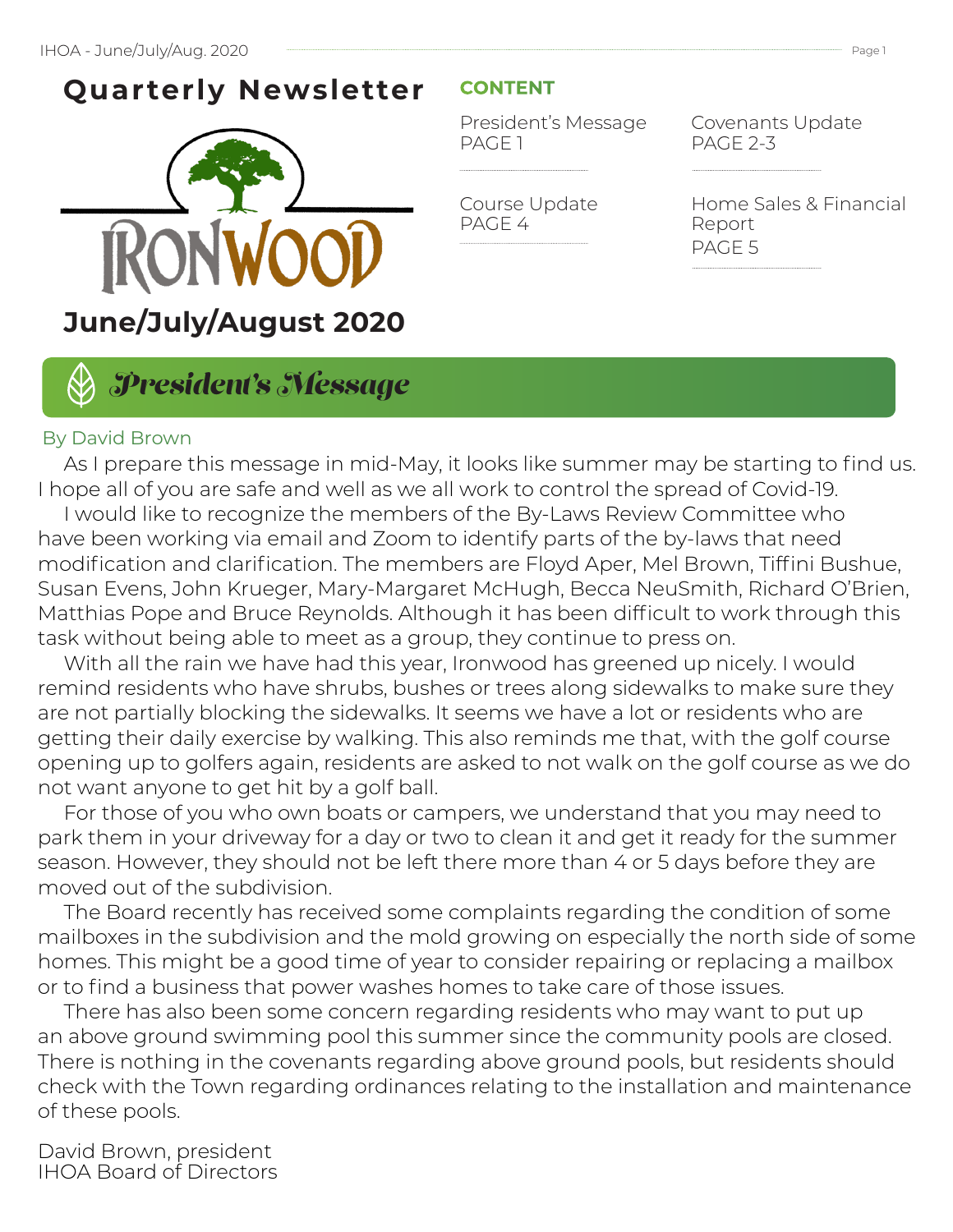# Quarterly Newsletter

IRONWOOD

**June/July/August 2020**

## CONTENT

President's Message
PAGE 1

Covenants Update
PAGE 2-3

Course Update
PAGE 4

Home Sales & Financial Report
PAGE 5

## *President's Message*

By David Brown

As I prepare this message in mid-May, it looks like summer may be starting to find us. I hope all of you are safe and well as we all work to control the spread of Covid-19.

I would like to recognize the members of the By-Laws Review Committee who have been working via email and Zoom to identify parts of the by-laws that need modification and clarification. The members are Floyd Aper, Mel Brown, Tiffini Bushue, Susan Evens, John Krueger, Mary-Margaret McHugh, Becca NeuSmith, Richard O'Brien, Matthias Pope and Bruce Reynolds. Although it has been difficult to work through this task without being able to meet as a group, they continue to press on.

With all the rain we have had this year, Ironwood has greened up nicely. I would remind residents who have shrubs, bushes or trees along sidewalks to make sure they are not partially blocking the sidewalks. It seems we have a lot or residents who are getting their daily exercise by walking. This also reminds me that, with the golf course opening up to golfers again, residents are asked to not walk on the golf course as we do not want anyone to get hit by a golf ball.

For those of you who own boats or campers, we understand that you may need to park them in your driveway for a day or two to clean it and get it ready for the summer season. However, they should not be left there more than 4 or 5 days before they are moved out of the subdivision.

The Board recently has received some complaints regarding the condition of some mailboxes in the subdivision and the mold growing on especially the north side of some homes. This might be a good time of year to consider repairing or replacing a mailbox or to find a business that power washes homes to take care of those issues.

There has also been some concern regarding residents who may want to put up an above ground swimming pool this summer since the community pools are closed. There is nothing in the covenants regarding above ground pools, but residents should check with the Town regarding ordinances relating to the installation and maintenance of these pools.

David Brown, president
IHOA Board of Directors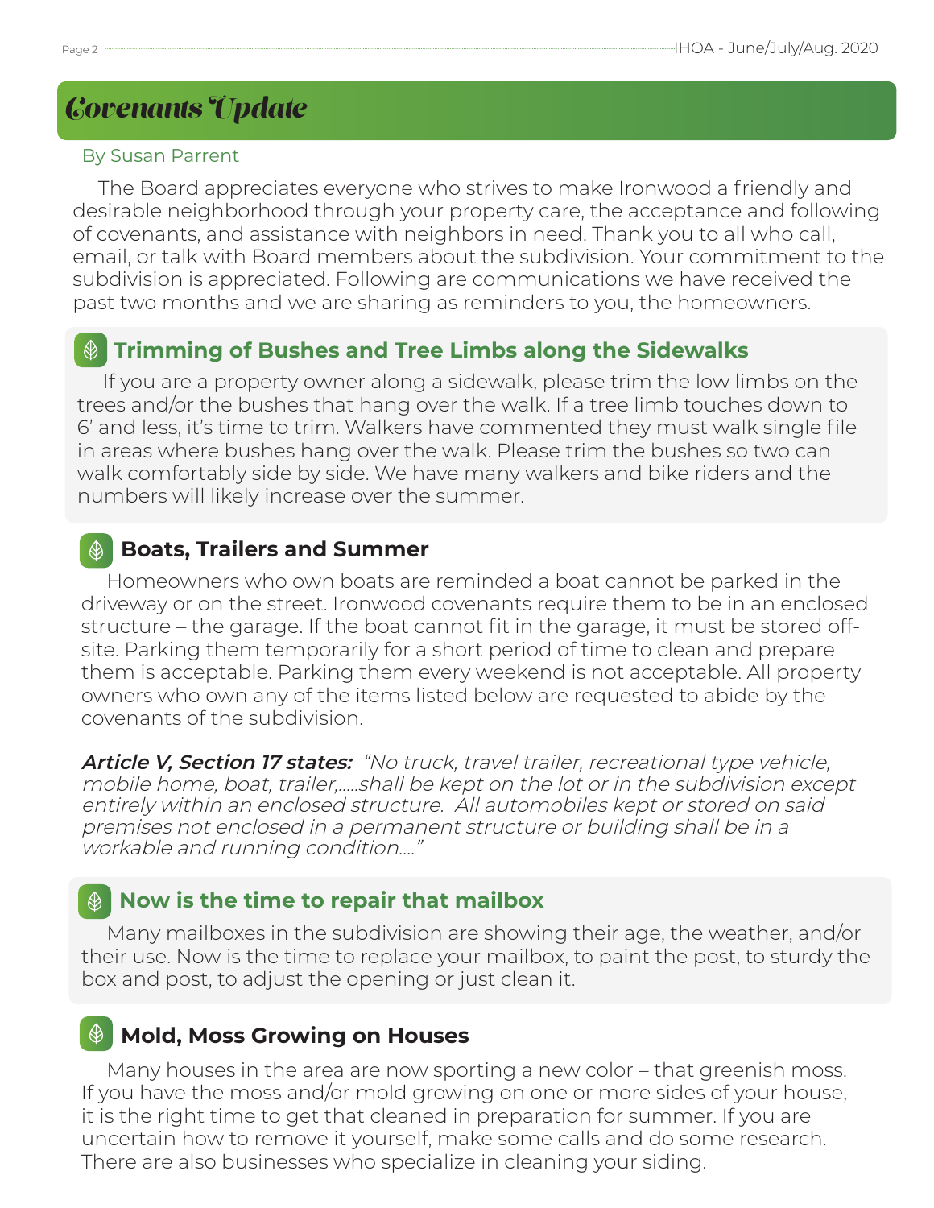# Covenants Update

By Susan Parrent

The Board appreciates everyone who strives to make Ironwood a friendly and desirable neighborhood through your property care, the acceptance and following of covenants, and assistance with neighbors in need. Thank you to all who call, email, or talk with Board members about the subdivision. Your commitment to the subdivision is appreciated. Following are communications we have received the past two months and we are sharing as reminders to you, the homeowners.

## Trimming of Bushes and Tree Limbs along the Sidewalks

If you are a property owner along a sidewalk, please trim the low limbs on the trees and/or the bushes that hang over the walk. If a tree limb touches down to 6' and less, it's time to trim. Walkers have commented they must walk single file in areas where bushes hang over the walk. Please trim the bushes so two can walk comfortably side by side. We have many walkers and bike riders and the numbers will likely increase over the summer.

## Boats, Trailers and Summer

Homeowners who own boats are reminded a boat cannot be parked in the driveway or on the street. Ironwood covenants require them to be in an enclosed structure – the garage. If the boat cannot fit in the garage, it must be stored off-site. Parking them temporarily for a short period of time to clean and prepare them is acceptable. Parking them every weekend is not acceptable. All property owners who own any of the items listed below are requested to abide by the covenants of the subdivision.

***Article V, Section 17 states:*** *"No truck, travel trailer, recreational type vehicle, mobile home, boat, trailer,.....shall be kept on the lot or in the subdivision except entirely within an enclosed structure. All automobiles kept or stored on said premises not enclosed in a permanent structure or building shall be in a workable and running condition...."*

## Now is the time to repair that mailbox

Many mailboxes in the subdivision are showing their age, the weather, and/or their use. Now is the time to replace your mailbox, to paint the post, to sturdy the box and post, to adjust the opening or just clean it.

## Mold, Moss Growing on Houses

Many houses in the area are now sporting a new color – that greenish moss. If you have the moss and/or mold growing on one or more sides of your house, it is the right time to get that cleaned in preparation for summer. If you are uncertain how to remove it yourself, make some calls and do some research. There are also businesses who specialize in cleaning your siding.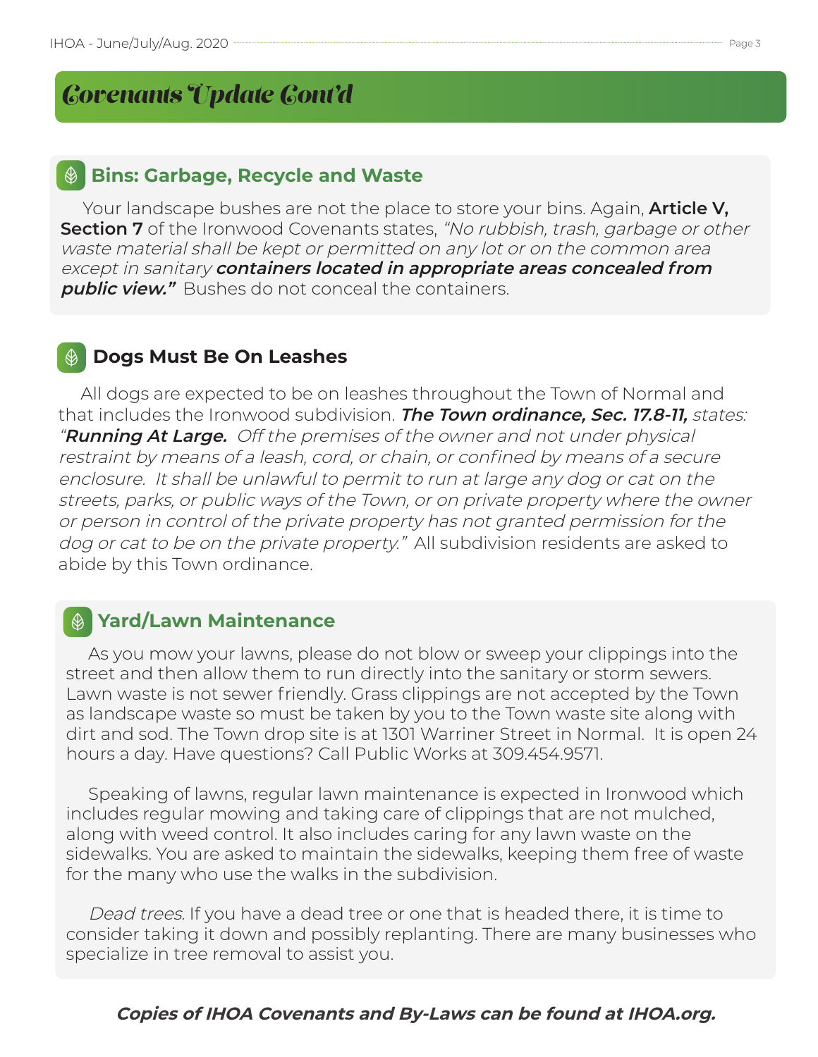# Covenants Update Cont'd

## Bins: Garbage, Recycle and Waste

Your landscape bushes are not the place to store your bins. Again, **Article V, Section 7** of the Ironwood Covenants states, *"No rubbish, trash, garbage or other waste material shall be kept or permitted on any lot or on the common area except in sanitary **containers located in appropriate areas concealed from public view."*** Bushes do not conceal the containers.

## Dogs Must Be On Leashes

All dogs are expected to be on leashes throughout the Town of Normal and that includes the Ironwood subdivision. ***The Town ordinance, Sec. 17.8-11,*** *states: "**Running At Large.** Off the premises of the owner and not under physical restraint by means of a leash, cord, or chain, or confined by means of a secure enclosure. It shall be unlawful to permit to run at large any dog or cat on the streets, parks, or public ways of the Town, or on private property where the owner or person in control of the private property has not granted permission for the dog or cat to be on the private property."* All subdivision residents are asked to abide by this Town ordinance.

## Yard/Lawn Maintenance

As you mow your lawns, please do not blow or sweep your clippings into the street and then allow them to run directly into the sanitary or storm sewers. Lawn waste is not sewer friendly. Grass clippings are not accepted by the Town as landscape waste so must be taken by you to the Town waste site along with dirt and sod. The Town drop site is at 1301 Warriner Street in Normal. It is open 24 hours a day. Have questions? Call Public Works at 309.454.9571.

Speaking of lawns, regular lawn maintenance is expected in Ironwood which includes regular mowing and taking care of clippings that are not mulched, along with weed control. It also includes caring for any lawn waste on the sidewalks. You are asked to maintain the sidewalks, keeping them free of waste for the many who use the walks in the subdivision.

*Dead trees.* If you have a dead tree or one that is headed there, it is time to consider taking it down and possibly replanting. There are many businesses who specialize in tree removal to assist you.

***Copies of IHOA Covenants and By-Laws can be found at IHOA.org.***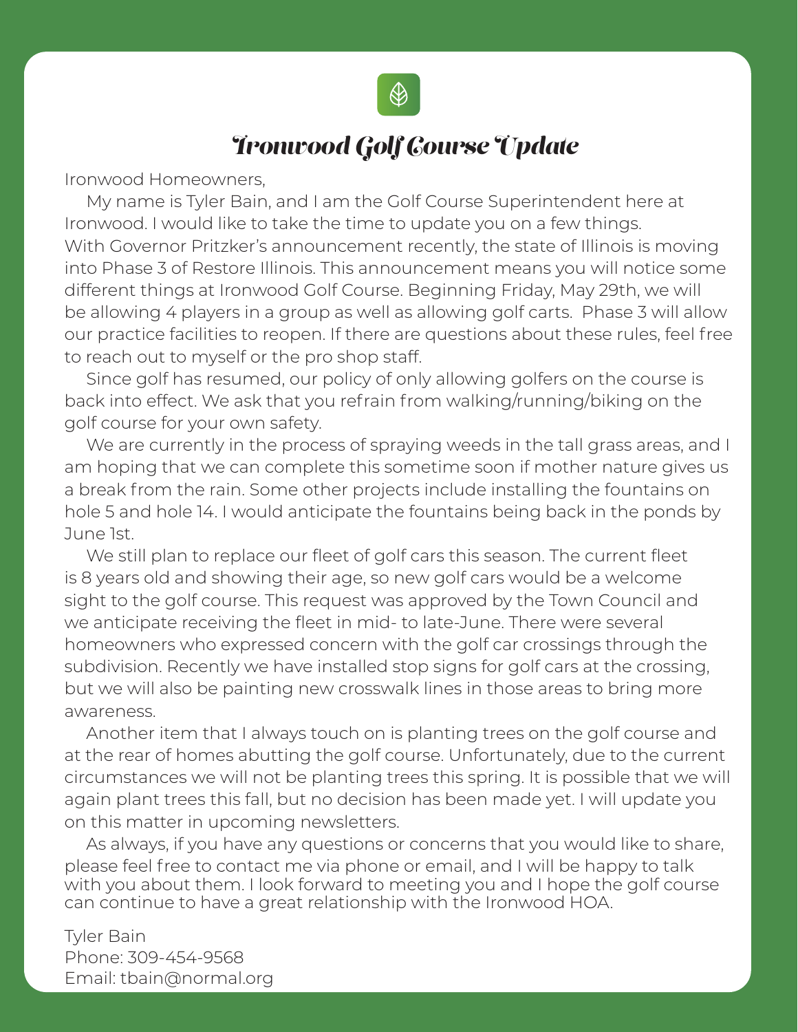# Ironwood Golf Course Update

Ironwood Homeowners,

My name is Tyler Bain, and I am the Golf Course Superintendent here at Ironwood. I would like to take the time to update you on a few things. With Governor Pritzker's announcement recently, the state of Illinois is moving into Phase 3 of Restore Illinois. This announcement means you will notice some different things at Ironwood Golf Course. Beginning Friday, May 29th, we will be allowing 4 players in a group as well as allowing golf carts. Phase 3 will allow our practice facilities to reopen. If there are questions about these rules, feel free to reach out to myself or the pro shop staff.

Since golf has resumed, our policy of only allowing golfers on the course is back into effect. We ask that you refrain from walking/running/biking on the golf course for your own safety.

We are currently in the process of spraying weeds in the tall grass areas, and I am hoping that we can complete this sometime soon if mother nature gives us a break from the rain. Some other projects include installing the fountains on hole 5 and hole 14. I would anticipate the fountains being back in the ponds by June 1st.

We still plan to replace our fleet of golf cars this season. The current fleet is 8 years old and showing their age, so new golf cars would be a welcome sight to the golf course. This request was approved by the Town Council and we anticipate receiving the fleet in mid- to late-June. There were several homeowners who expressed concern with the golf car crossings through the subdivision. Recently we have installed stop signs for golf cars at the crossing, but we will also be painting new crosswalk lines in those areas to bring more awareness.

Another item that I always touch on is planting trees on the golf course and at the rear of homes abutting the golf course. Unfortunately, due to the current circumstances we will not be planting trees this spring. It is possible that we will again plant trees this fall, but no decision has been made yet. I will update you on this matter in upcoming newsletters.

As always, if you have any questions or concerns that you would like to share, please feel free to contact me via phone or email, and I will be happy to talk with you about them. I look forward to meeting you and I hope the golf course can continue to have a great relationship with the Ironwood HOA.

Tyler Bain
Phone: 309-454-9568
Email: tbain@normal.org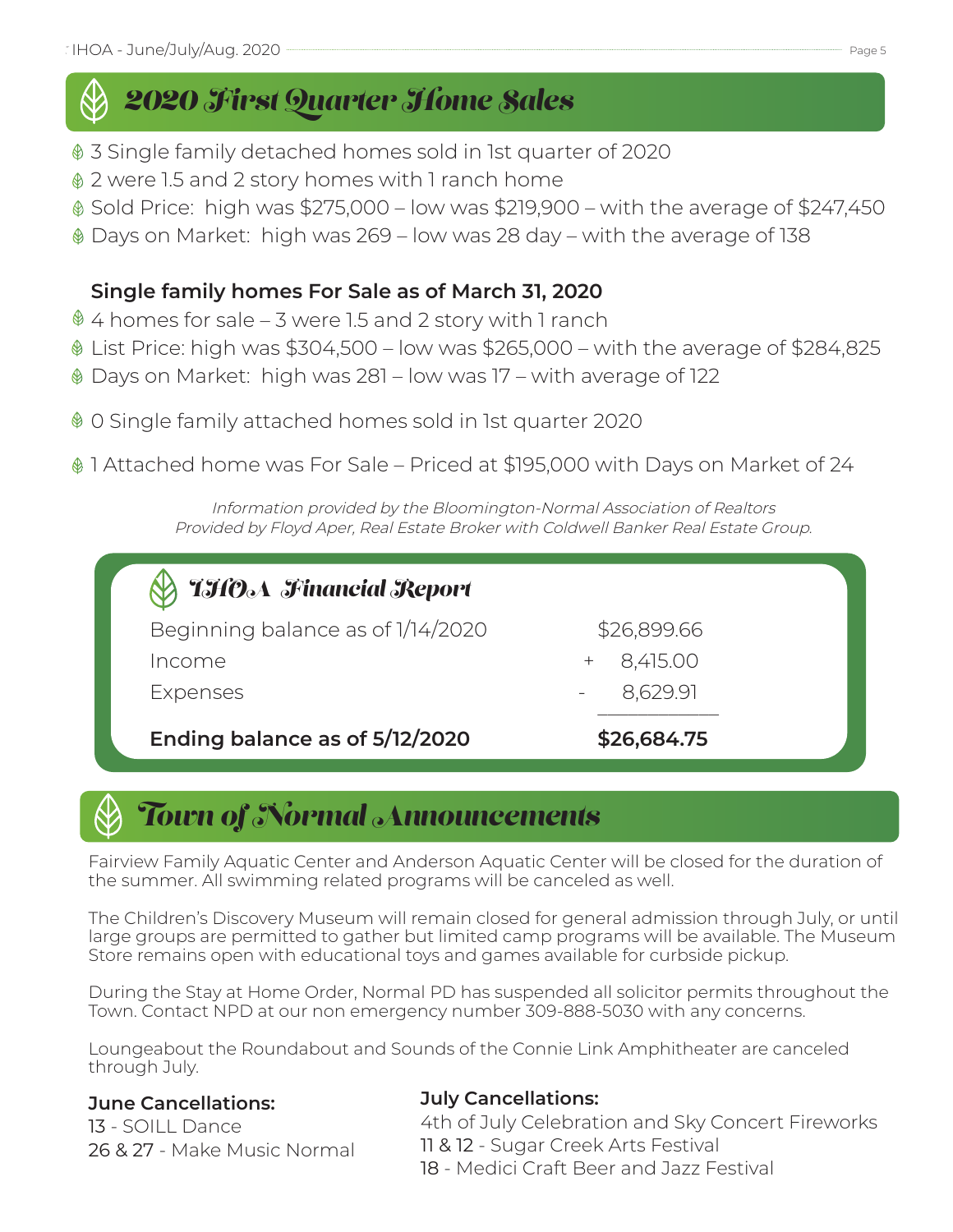## 2020 First Quarter Home Sales

- 3 Single family detached homes sold in 1st quarter of 2020
- 2 were 1.5 and 2 story homes with 1 ranch home
- Sold Price: high was $275,000 – low was $219,900 – with the average of $247,450
- Days on Market: high was 269 – low was 28 day – with the average of 138

**Single family homes For Sale as of March 31, 2020**

- 4 homes for sale – 3 were 1.5 and 2 story with 1 ranch
- List Price: high was $304,500 – low was $265,000 – with the average of $284,825
- Days on Market: high was 281 – low was 17 – with average of 122

- 0 Single family attached homes sold in 1st quarter 2020

- 1 Attached home was For Sale – Priced at $195,000 with Days on Market of 24

*Information provided by the Bloomington-Normal Association of Realtors*
*Provided by Floyd Aper, Real Estate Broker with Coldwell Banker Real Estate Group.*

### IHOA Financial Report

| | |
|---|---|
| Beginning balance as of 1/14/2020 | $26,899.66 |
| Income | + 8,415.00 |
| Expenses | - 8,629.91 |
| **Ending balance as of 5/12/2020** | **$26,684.75** |

## Town of Normal Announcements

Fairview Family Aquatic Center and Anderson Aquatic Center will be closed for the duration of the summer. All swimming related programs will be canceled as well.

The Children's Discovery Museum will remain closed for general admission through July, or until large groups are permitted to gather but limited camp programs will be available. The Museum Store remains open with educational toys and games available for curbside pickup.

During the Stay at Home Order, Normal PD has suspended all solicitor permits throughout the Town. Contact NPD at our non emergency number 309-888-5030 with any concerns.

Loungeabout the Roundabout and Sounds of the Connie Link Amphitheater are canceled through July.

**June Cancellations:**
13 - SOILL Dance
26 & 27 - Make Music Normal

**July Cancellations:**
4th of July Celebration and Sky Concert Fireworks
11 & 12 - Sugar Creek Arts Festival
18 - Medici Craft Beer and Jazz Festival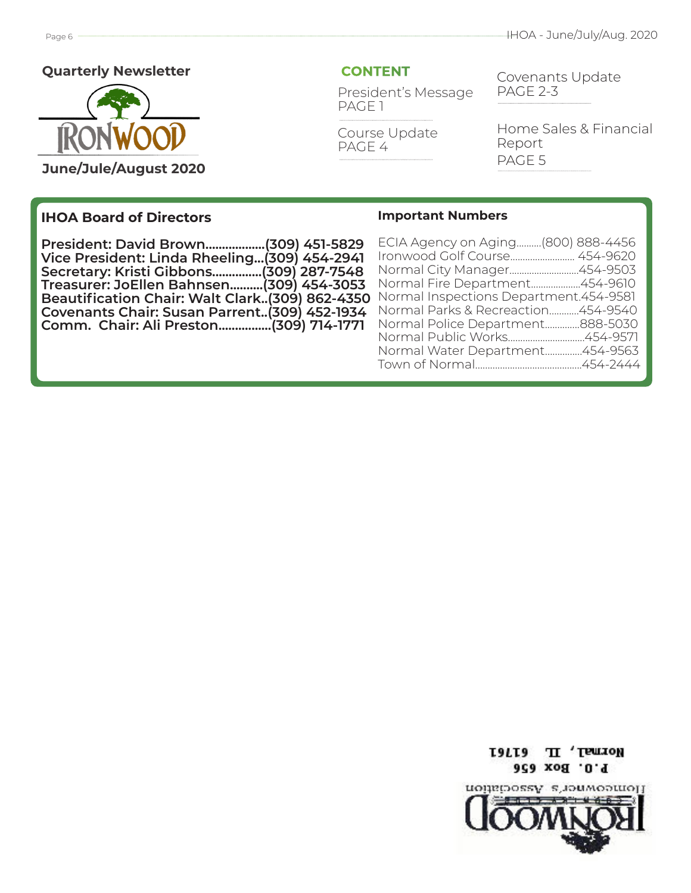**Quarterly Newsletter**

IRONWOOD

**June/Jule/August 2020**

## CONTENT

President's Message
PAGE 1

Course Update
PAGE 4

Covenants Update
PAGE 2-3

Home Sales & Financial Report
PAGE 5

### IHOA Board of Directors

**President: David Brown..................(309) 451-5829**
**Vice President: Linda Rheeling...(309) 454-2941**
**Secretary: Kristi Gibbons...............(309) 287-7548**
**Treasurer: JoEllen Bahnsen..........(309) 454-3053**
**Beautification Chair: Walt Clark..(309) 862-4350**
**Covenants Chair: Susan Parrent..(309) 452-1934**
**Comm. Chair: Ali Preston................(309) 714-1771**

### Important Numbers

ECIA Agency on Aging..........(800) 888-4456
Ironwood Golf Course.......................... 454-9620
Normal City Manager............................454-9503
Normal Fire Department....................454-9610
Normal Inspections Department.454-9581
Normal Parks & Recreaction............454-9540
Normal Police Department..............888-5030
Normal Public Works..............................454-9571
Normal Water Department...............454-9563
Town of Normal..........................................454-2444

Normal, IL 61761
P.O. Box 656
Ironwood Homeowner's Association